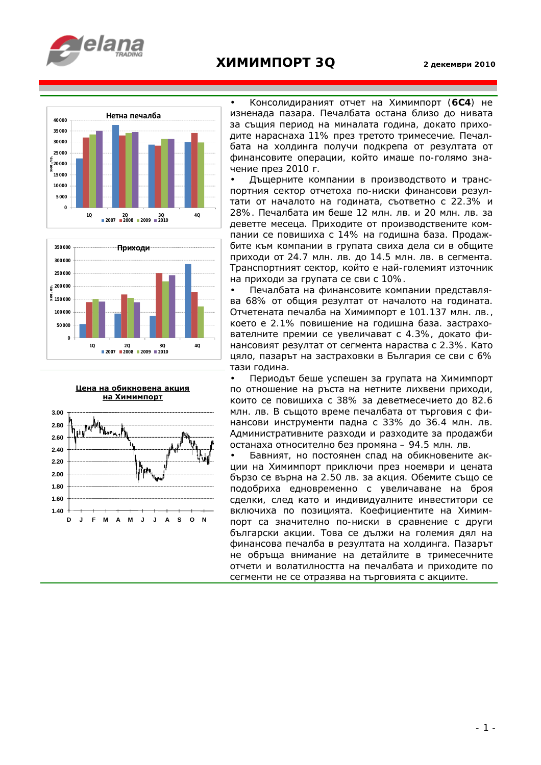# ХИМИМПОРТ 3Q

2 декември 2010

**Нетна печалба**

**Приходи**

**Цена на обикновена акция на Химимпорт**

- Консолидираният отчет на Химимпорт (**6C4**) не изненада пазара. Печалбата остана близо до нивата за същия период на миналата година, докато приходите нараснаха 11% през третото тримесечие. Печалбата на холдинга получи подкрепа от резултата от финансовите операции, който имаше по-голямо значение през 2010 г.
- Дъщерните компании в производството и транспортния сектор отчетоха по-ниски финансови резултати от началото на годината, съответно с 22.3% и 28%. Печалбата им беше 12 млн. лв. и 20 млн. лв. за деветте месеца. Приходите от производствените компании се повишиха с 14% на годишна база. Продажбите към компании в групата свиха дела си в общите приходи от 24.7 млн. лв. до 14.5 млн. лв. в сегмента. Транспортният сектор, който е най-големият източник на приходи за групата се сви с 10%.
- Печалбата на финансовите компании представлява 68% от общия резултат от началото на годината. Отчетената печалба на Химимпорт е 101.137 млн. лв., което е 2.1% повишение на годишна база. застрахователните премии се увеличават с 4.3%, докато финансовият резултат от сегмента нараства с 2.3%. Като цяло, пазарът на застраховки в България се сви с 6% тази година.
- Периодът беше успешен за групата на Химимпорт по отношение на ръста на нетните лихвени приходи, които се повишиха с 38% за деветмесечието до 82.6 млн. лв. В същото време печалбата от търговия с финансови инструменти падна с 33% до 36.4 млн. лв. Административните разходи и разходите за продажби останаха относително без промяна – 94.5 млн. лв.
- Бавният, но постоянен спад на обикновените акции на Химимпорт приключи през ноември и цената бързо се върна на 2.50 лв. за акция. Обемите също се подобриха едновременно с увеличаване на броя сделки, след като и индивидуалните инвеститори се включиха по позицията. Коефициентите на Химимпорт са значително по-ниски в сравнение с други български акции. Това се дължи на големия дял на финансова печалба в резултата на холдинга. Пазарът не обръща внимание на детайлите в тримесечните отчети и волатилността на печалбата и приходите по сегменти не се отразява на търговията с акциите.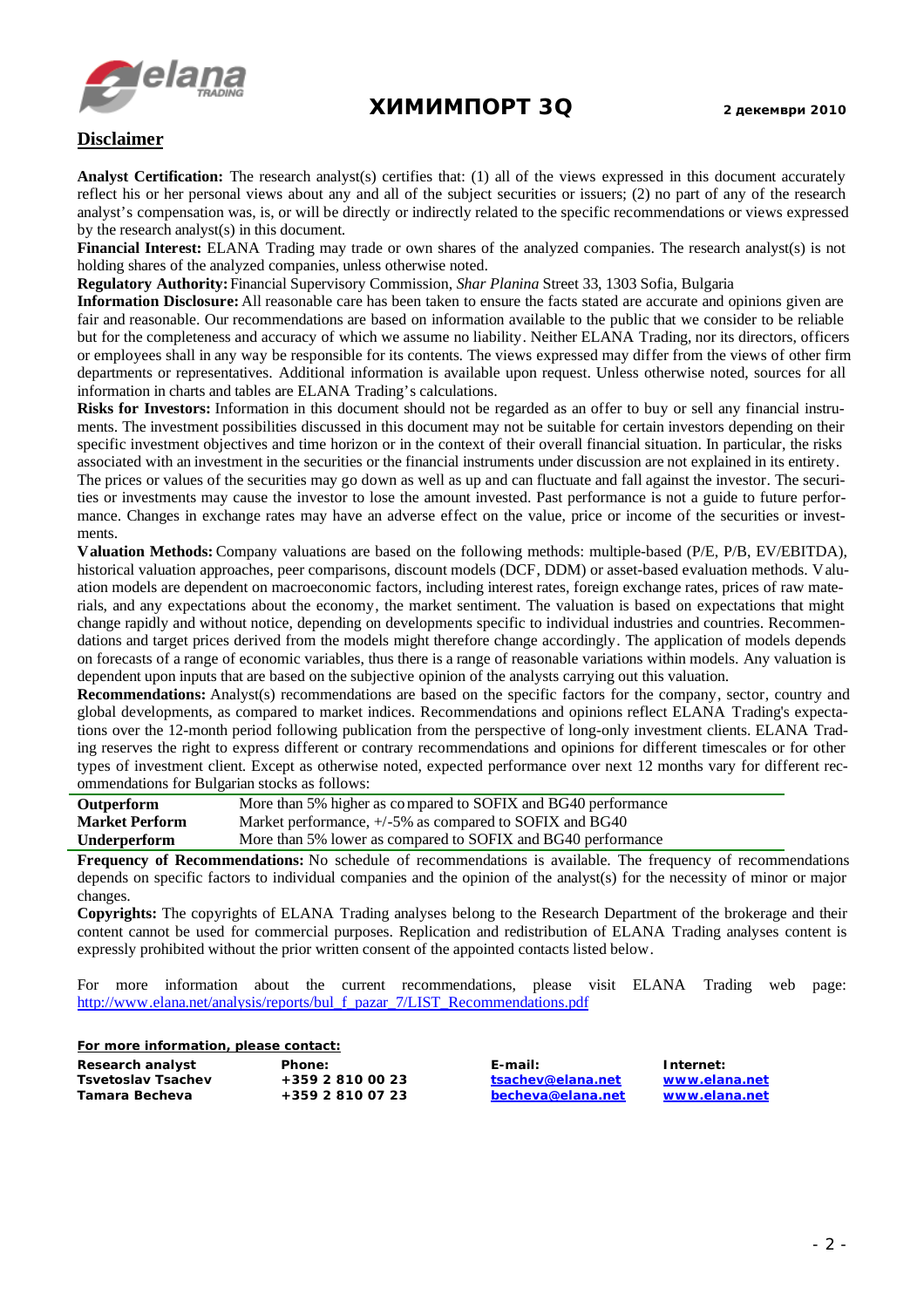## Disclaimer

**Analyst Certification:** The research analyst(s) certifies that: (1) all of the views expressed in this document accurately reflect his or her personal views about any and all of the subject securities or issuers; (2) no part of any of the research analyst's compensation was, is, or will be directly or indirectly related to the specific recommendations or views expressed by the research analyst(s) in this document.
**Financial Interest:** ELANA Trading may trade or own shares of the analyzed companies. The research analyst(s) is not holding shares of the analyzed companies, unless otherwise noted.
**Regulatory Authority:** Financial Supervisory Commission, *Shar Planina* Street 33, 1303 Sofia, Bulgaria
**Information Disclosure:** All reasonable care has been taken to ensure the facts stated are accurate and opinions given are fair and reasonable. Our recommendations are based on information available to the public that we consider to be reliable but for the completeness and accuracy of which we assume no liability. Neither ELANA Trading, nor its directors, officers or employees shall in any way be responsible for its contents. The views expressed may differ from the views of other firm departments or representatives. Additional information is available upon request. Unless otherwise noted, sources for all information in charts and tables are ELANA Trading's calculations.
**Risks for Investors:** Information in this document should not be regarded as an offer to buy or sell any financial instruments. The investment possibilities discussed in this document may not be suitable for certain investors depending on their specific investment objectives and time horizon or in the context of their overall financial situation. In particular, the risks associated with an investment in the securities or the financial instruments under discussion are not explained in its entirety. The prices or values of the securities may go down as well as up and can fluctuate and fall against the investor. The securities or investments may cause the investor to lose the amount invested. Past performance is not a guide to future performance. Changes in exchange rates may have an adverse effect on the value, price or income of the securities or investments.
**Valuation Methods:** Company valuations are based on the following methods: multiple-based (P/E, P/B, EV/EBITDA), historical valuation approaches, peer comparisons, discount models (DCF, DDM) or asset-based evaluation methods. Valuation models are dependent on macroeconomic factors, including interest rates, foreign exchange rates, prices of raw materials, and any expectations about the economy, the market sentiment. The valuation is based on expectations that might change rapidly and without notice, depending on developments specific to individual industries and countries. Recommendations and target prices derived from the models might therefore change accordingly. The application of models depends on forecasts of a range of economic variables, thus there is a range of reasonable variations within models. Any valuation is dependent upon inputs that are based on the subjective opinion of the analysts carrying out this valuation.
**Recommendations:** Analyst(s) recommendations are based on the specific factors for the company, sector, country and global developments, as compared to market indices. Recommendations and opinions reflect ELANA Trading's expectations over the 12-month period following publication from the perspective of long-only investment clients. ELANA Trading reserves the right to express different or contrary recommendations and opinions for different timescales or for other types of investment client. Except as otherwise noted, expected performance over next 12 months vary for different recommendations for Bulgarian stocks as follows:

| | |
|---|---|
| **Outperform** | More than 5% higher as compared to SOFIX and BG40 performance |
| **Market Perform** | Market performance, +/-5% as compared to SOFIX and BG40 |
| **Underperform** | More than 5% lower as compared to SOFIX and BG40 performance |

**Frequency of Recommendations:** No schedule of recommendations is available. The frequency of recommendations depends on specific factors to individual companies and the opinion of the analyst(s) for the necessity of minor or major changes.
**Copyrights:** The copyrights of ELANA Trading analyses belong to the Research Department of the brokerage and their content cannot be used for commercial purposes. Replication and redistribution of ELANA Trading analyses content is expressly prohibited without the prior written consent of the appointed contacts listed below.

For more information about the current recommendations, please visit ELANA Trading web page: http://www.elana.net/analysis/reports/bul_f_pazar_7/LIST_Recommendations.pdf

**For more information, please contact:**

| Research analyst | Phone: | E-mail: | Internet: |
|---|---|---|---|
| **Tsvetoslav Tsachev** | **+359 2 810 00 23** | **tsachev@elana.net** | **www.elana.net** |
| **Tamara Becheva** | **+359 2 810 07 23** | **becheva@elana.net** | **www.elana.net** |